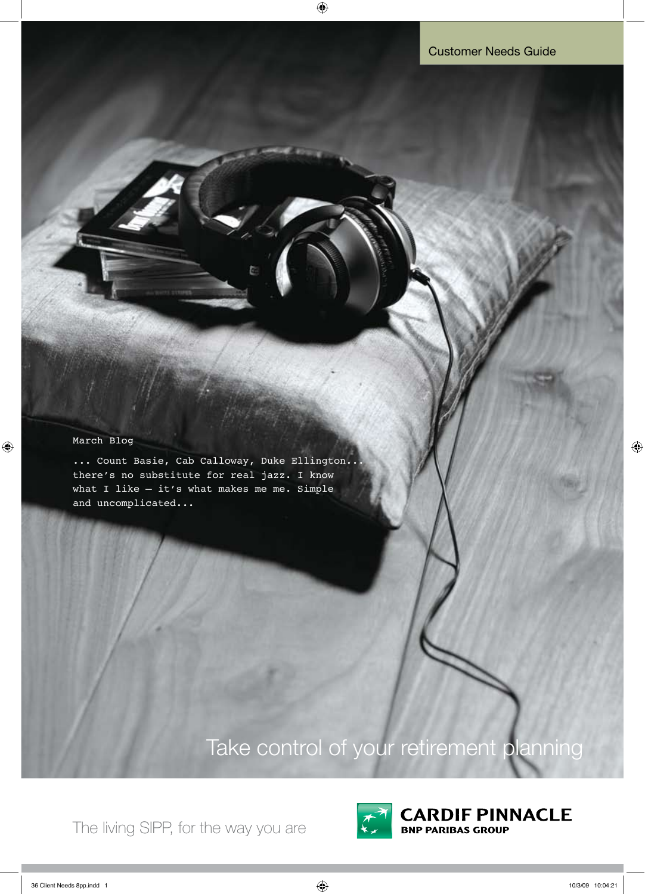Customer Needs Guide

March Blog

... Count Basie, Cab Calloway, Duke Ellington... there's no substitute for real jazz. I know what I like – it's what makes me me. Simple and uncomplicated...

# Take control of your retirement planning

The living SIPP, for the way you are

**CARDIF PINNACLE**
**BNP PARIBAS GROUP**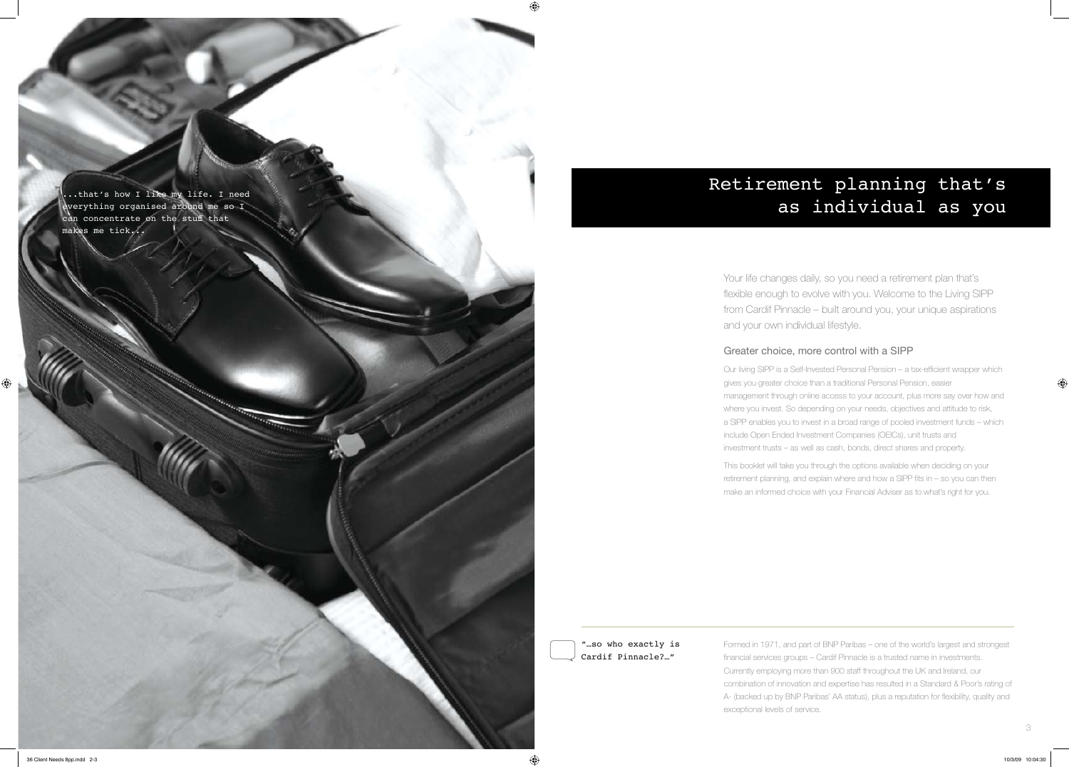...that's how I like my life. I need everything organised around me so I can concentrate on the stuff that makes me tick...

# Retirement planning that's as individual as you

Your life changes daily, so you need a retirement plan that's flexible enough to evolve with you. Welcome to the Living SIPP from Cardif Pinnacle – built around you, your unique aspirations and your own individual lifestyle.

## Greater choice, more control with a SIPP

Our living SIPP is a Self-Invested Personal Pension – a tax-efficient wrapper which gives you greater choice than a traditional Personal Pension, easier management through online access to your account, plus more say over how and where you invest. So depending on your needs, objectives and attitude to risk, a SIPP enables you to invest in a broad range of pooled investment funds – which include Open Ended Investment Companies (OEICs), unit trusts and investment trusts – as well as cash, bonds, direct shares and property.

This booklet will take you through the options available when deciding on your retirement planning, and explain where and how a SIPP fits in – so you can then make an informed choice with your Financial Adviser as to what's right for you.

"…so who exactly is Cardif Pinnacle?…"

Formed in 1971, and part of BNP Paribas – one of the world's largest and strongest financial services groups – Cardif Pinnacle is a trusted name in investments. Currently employing more than 900 staff throughout the UK and Ireland, our combination of innovation and expertise has resulted in a Standard & Poor's rating of A- (backed up by BNP Paribas' AA status), plus a reputation for flexibility, quality and exceptional levels of service.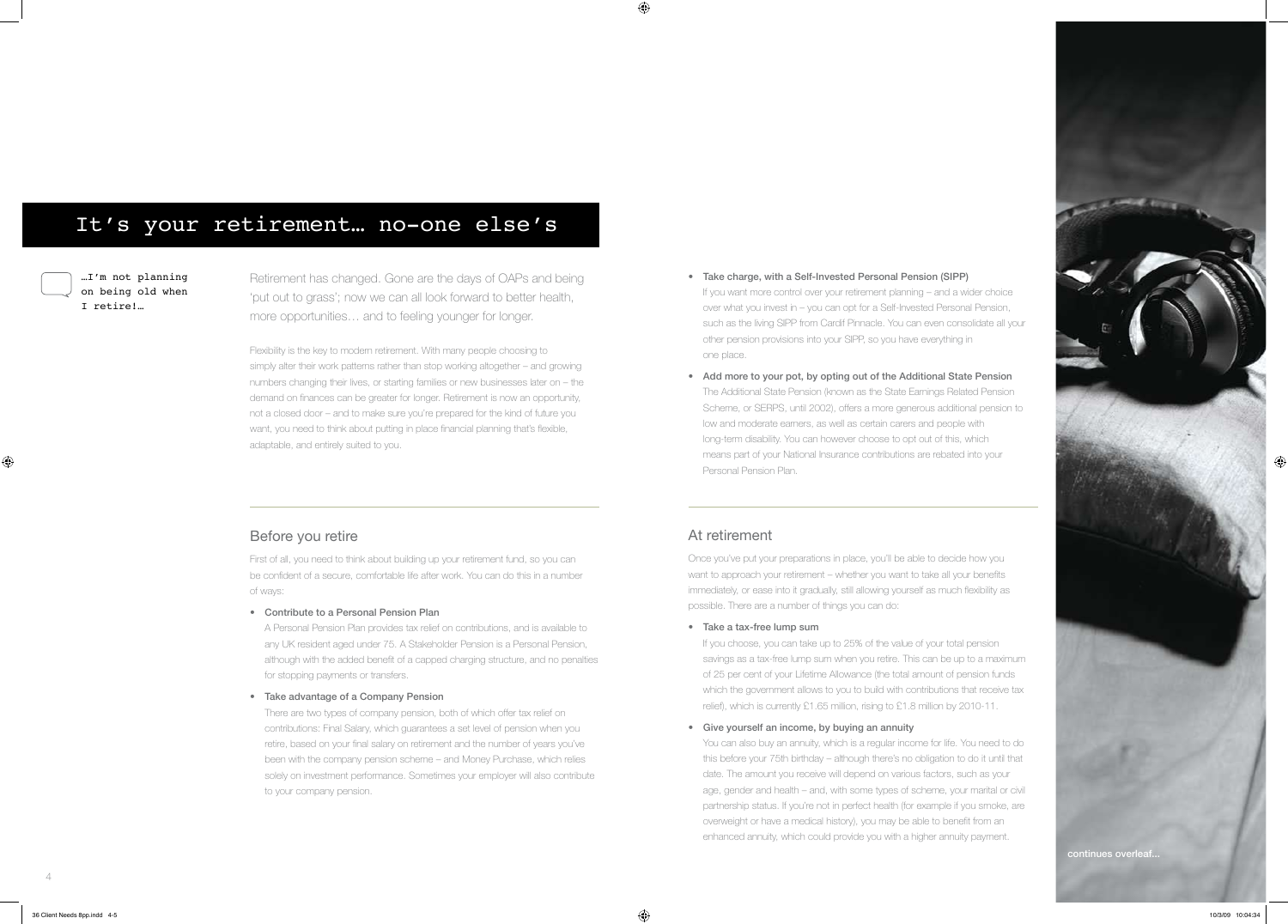# It's your retirement… no-one else's

…I'm not planning on being old when I retire!…

Retirement has changed. Gone are the days of OAPs and being 'put out to grass'; now we can all look forward to better health, more opportunities… and to feeling younger for longer.

Flexibility is the key to modern retirement. With many people choosing to simply alter their work patterns rather than stop working altogether – and growing numbers changing their lives, or starting families or new businesses later on – the demand on finances can be greater for longer. Retirement is now an opportunity, not a closed door – and to make sure you're prepared for the kind of future you want, you need to think about putting in place financial planning that's flexible, adaptable, and entirely suited to you.

## Before you retire

First of all, you need to think about building up your retirement fund, so you can be confident of a secure, comfortable life after work. You can do this in a number of ways:

- **Contribute to a Personal Pension Plan**
  A Personal Pension Plan provides tax relief on contributions, and is available to any UK resident aged under 75. A Stakeholder Pension is a Personal Pension, although with the added benefit of a capped charging structure, and no penalties for stopping payments or transfers.

- **Take advantage of a Company Pension**
  There are two types of company pension, both of which offer tax relief on contributions: Final Salary, which guarantees a set level of pension when you retire, based on your final salary on retirement and the number of years you've been with the company pension scheme – and Money Purchase, which relies solely on investment performance. Sometimes your employer will also contribute to your company pension.

- **Take charge, with a Self-Invested Personal Pension (SIPP)**
  If you want more control over your retirement planning – and a wider choice over what you invest in – you can opt for a Self-Invested Personal Pension, such as the living SIPP from Cardif Pinnacle. You can even consolidate all your other pension provisions into your SIPP, so you have everything in one place.

- **Add more to your pot, by opting out of the Additional State Pension**
  The Additional State Pension (known as the State Earnings Related Pension Scheme, or SERPS, until 2002), offers a more generous additional pension to low and moderate earners, as well as certain carers and people with long-term disability. You can however choose to opt out of this, which means part of your National Insurance contributions are rebated into your Personal Pension Plan.

## At retirement

Once you've put your preparations in place, you'll be able to decide how you want to approach your retirement – whether you want to take all your benefits immediately, or ease into it gradually, still allowing yourself as much flexibility as possible. There are a number of things you can do:

- **Take a tax-free lump sum**
  If you choose, you can take up to 25% of the value of your total pension savings as a tax-free lump sum when you retire. This can be up to a maximum of 25 per cent of your Lifetime Allowance (the total amount of pension funds which the government allows to you to build with contributions that receive tax relief), which is currently £1.65 million, rising to £1.8 million by 2010-11.

- **Give yourself an income, by buying an annuity**
  You can also buy an annuity, which is a regular income for life. You need to do this before your 75th birthday – although there's no obligation to do it until that date. The amount you receive will depend on various factors, such as your age, gender and health – and, with some types of scheme, your marital or civil partnership status. If you're not in perfect health (for example if you smoke, are overweight or have a medical history), you may be able to benefit from an enhanced annuity, which could provide you with a higher annuity payment.

continues overleaf...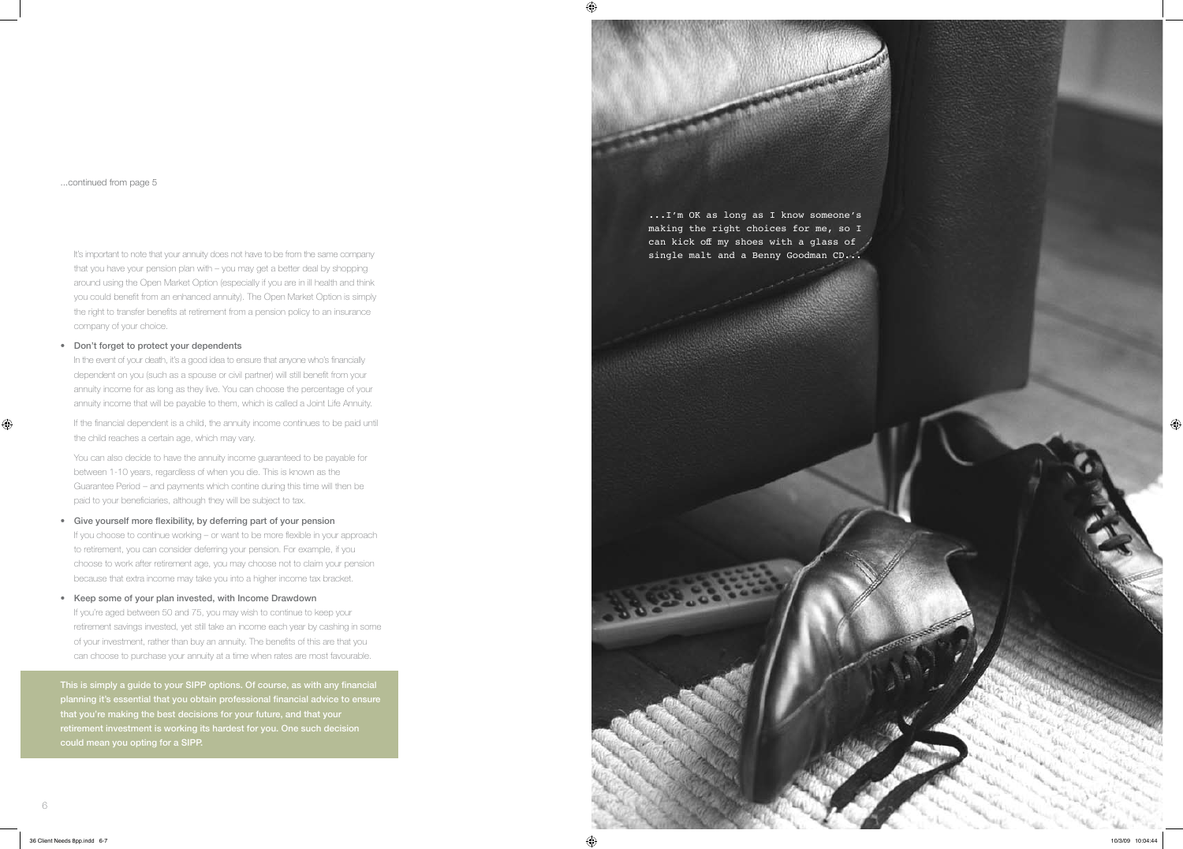...continued from page 5

It's important to note that your annuity does not have to be from the same company that you have your pension plan with – you may get a better deal by shopping around using the Open Market Option (especially if you are in ill health and think you could benefit from an enhanced annuity). The Open Market Option is simply the right to transfer benefits at retirement from a pension policy to an insurance company of your choice.

- **Don't forget to protect your dependents**
  In the event of your death, it's a good idea to ensure that anyone who's financially dependent on you (such as a spouse or civil partner) will still benefit from your annuity income for as long as they live. You can choose the percentage of your annuity income that will be payable to them, which is called a Joint Life Annuity.

  If the financial dependent is a child, the annuity income continues to be paid until the child reaches a certain age, which may vary.

  You can also decide to have the annuity income guaranteed to be payable for between 1-10 years, regardless of when you die. This is known as the Guarantee Period – and payments which contine during this time will then be paid to your beneficiaries, although they will be subject to tax.

- **Give yourself more flexibility, by deferring part of your pension**
  If you choose to continue working – or want to be more flexible in your approach to retirement, you can consider deferring your pension. For example, if you choose to work after retirement age, you may choose not to claim your pension because that extra income may take you into a higher income tax bracket.

- **Keep some of your plan invested, with Income Drawdown**
  If you're aged between 50 and 75, you may wish to continue to keep your retirement savings invested, yet still take an income each year by cashing in some of your investment, rather than buy an annuity. The benefits of this are that you can choose to purchase your annuity at a time when rates are most favourable.

**This is simply a guide to your SIPP options. Of course, as with any financial planning it's essential that you obtain professional financial advice to ensure that you're making the best decisions for your future, and that your retirement investment is working its hardest for you. One such decision could mean you opting for a SIPP.**

...I'm OK as long as I know someone's making the right choices for me, so I can kick off my shoes with a glass of single malt and a Benny Goodman CD...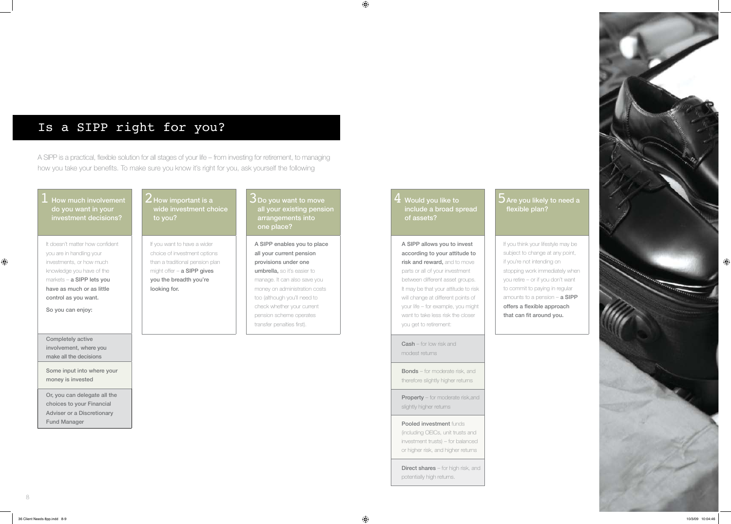# Is a SIPP right for you?

A SIPP is a practical, flexible solution for all stages of your life – from investing for retirement, to managing how you take your benefits. To make sure you know it's right for you, ask yourself the following

## 1 How much involvement do you want in your investment decisions?

It doesn't matter how confident you are in handling your investments, or how much knowledge you have of the markets – **a SIPP lets you have as much or as little control as you want.**

So you can enjoy:

- Completely active involvement, where you make all the decisions
- Some input into where your money is invested
- Or, you can delegate all the choices to your Financial Adviser or a Discretionary Fund Manager

## 2 How important is a wide investment choice to you?

If you want to have a wider choice of investment options than a traditional pension plan might offer – **a SIPP gives you the breadth you're looking for.**

## 3 Do you want to move all your existing pension arrangements into one place?

**A SIPP enables you to place all your current pension provisions under one umbrella,** so it's easier to manage. It can also save you money on administration costs too (although you'll need to check whether your current pension scheme operates transfer penalties first).

## 4 Would you like to include a broad spread of assets?

**A SIPP allows you to invest according to your attitude to risk and reward,** and to move parts or all of your investment between different asset groups. It may be that your attitude to risk will change at different points of your life – for example, you might want to take less risk the closer you get to retirement:

- **Cash** – for low risk and modest returns
- **Bonds** – for moderate risk, and therefore slightly higher returns
- **Property** – for moderate risk,and slightly higher returns
- **Pooled investment** funds (including OEICs, unit trusts and investment trusts) – for balanced or higher risk, and higher returns
- **Direct shares** – for high risk, and potentially high returns.

## 5 Are you likely to need a flexible plan?

If you think your lifestyle may be subject to change at any point, if you're not intending on stopping work immediately when you retire – or if you don't want to commit to paying in regular amounts to a pension – **a SIPP offers a flexible approach that can fit around you.**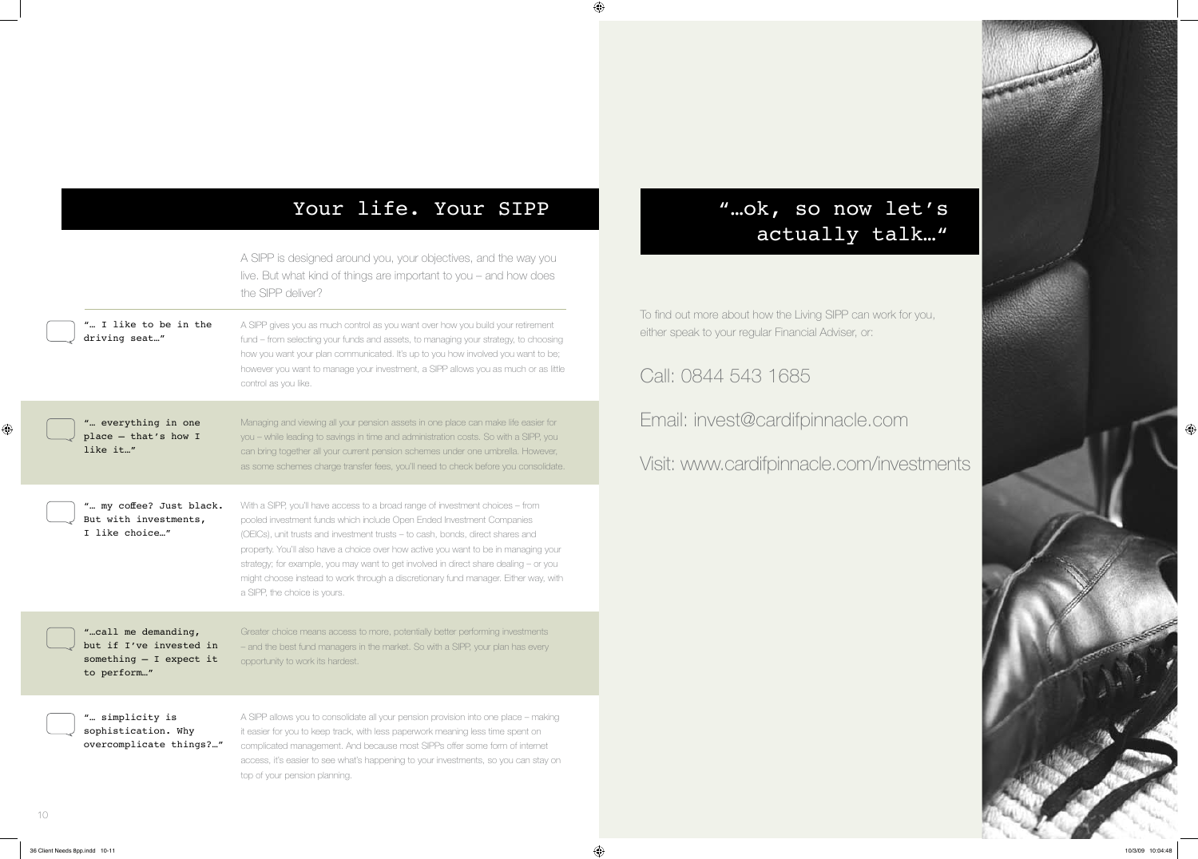## Your life. Your SIPP

A SIPP is designed around you, your objectives, and the way you live. But what kind of things are important to you – and how does the SIPP deliver?

"… I like to be in the driving seat…"

A SIPP gives you as much control as you want over how you build your retirement fund – from selecting your funds and assets, to managing your strategy, to choosing how you want your plan communicated. It's up to you how involved you want to be; however you want to manage your investment, a SIPP allows you as much or as little control as you like.

"… everything in one place – that's how I like it…"

Managing and viewing all your pension assets in one place can make life easier for you – while leading to savings in time and administration costs. So with a SIPP, you can bring together all your current pension schemes under one umbrella. However, as some schemes charge transfer fees, you'll need to check before you consolidate.

"… my coffee? Just black. But with investments, I like choice…"

With a SIPP, you'll have access to a broad range of investment choices – from pooled investment funds which include Open Ended Investment Companies (OEICs), unit trusts and investment trusts – to cash, bonds, direct shares and property. You'll also have a choice over how active you want to be in managing your strategy; for example, you may want to get involved in direct share dealing – or you might choose instead to work through a discretionary fund manager. Either way, with a SIPP, the choice is yours.

"…call me demanding, but if I've invested in something – I expect it to perform…"

Greater choice means access to more, potentially better performing investments – and the best fund managers in the market. So with a SIPP, your plan has every opportunity to work its hardest.

"… simplicity is sophistication. Why overcomplicate things?…"

A SIPP allows you to consolidate all your pension provision into one place – making it easier for you to keep track, with less paperwork meaning less time spent on complicated management. And because most SIPPs offer some form of internet access, it's easier to see what's happening to your investments, so you can stay on top of your pension planning.

## "…ok, so now let's actually talk…"

To find out more about how the Living SIPP can work for you, either speak to your regular Financial Adviser, or:

Call: 0844 543 1685

Email: invest@cardifpinnacle.com

Visit: www.cardifpinnacle.com/investments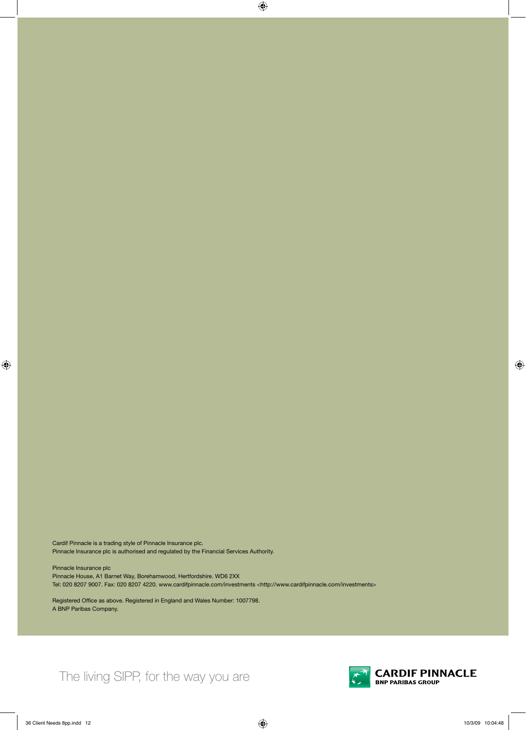Cardif Pinnacle is a trading style of Pinnacle Insurance plc.
Pinnacle Insurance plc is authorised and regulated by the Financial Services Authority.

Pinnacle Insurance plc
Pinnacle House, A1 Barnet Way, Borehamwood, Hertfordshire. WD6 2XX
Tel: 020 8207 9007. Fax: 020 8207 4220. www.cardifpinnacle.com/investments <http://www.cardifpinnacle.com/investments>

Registered Office as above. Registered in England and Wales Number: 1007798.
A BNP Paribas Company.

The living SIPP, for the way you are

**CARDIF PINNACLE**
**BNP PARIBAS GROUP**